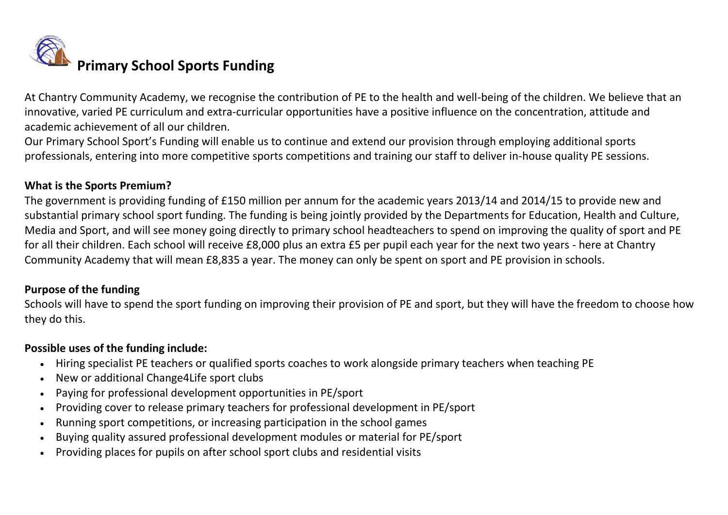# Primary School Sports Funding

At Chantry Community Academy, we recognise the contribution of PE to the health and well-being of the children. We believe that an innovative, varied PE curriculum and extra-curricular opportunities have a positive influence on the concentration, attitude and academic achievement of all our children.

Our Primary School Sport's Funding will enable us to continue and extend our provision through employing additional sports professionals, entering into more competitive sports competitions and training our staff to deliver in-house quality PE sessions.

**What is the Sports Premium?**

The government is providing funding of £150 million per annum for the academic years 2013/14 and 2014/15 to provide new and substantial primary school sport funding. The funding is being jointly provided by the Departments for Education, Health and Culture, Media and Sport, and will see money going directly to primary school headteachers to spend on improving the quality of sport and PE for all their children. Each school will receive £8,000 plus an extra £5 per pupil each year for the next two years - here at Chantry Community Academy that will mean £8,835 a year. The money can only be spent on sport and PE provision in schools.

**Purpose of the funding**

Schools will have to spend the sport funding on improving their provision of PE and sport, but they will have the freedom to choose how they do this.

**Possible uses of the funding include:**

- Hiring specialist PE teachers or qualified sports coaches to work alongside primary teachers when teaching PE
- New or additional Change4Life sport clubs
- Paying for professional development opportunities in PE/sport
- Providing cover to release primary teachers for professional development in PE/sport
- Running sport competitions, or increasing participation in the school games
- Buying quality assured professional development modules or material for PE/sport
- Providing places for pupils on after school sport clubs and residential visits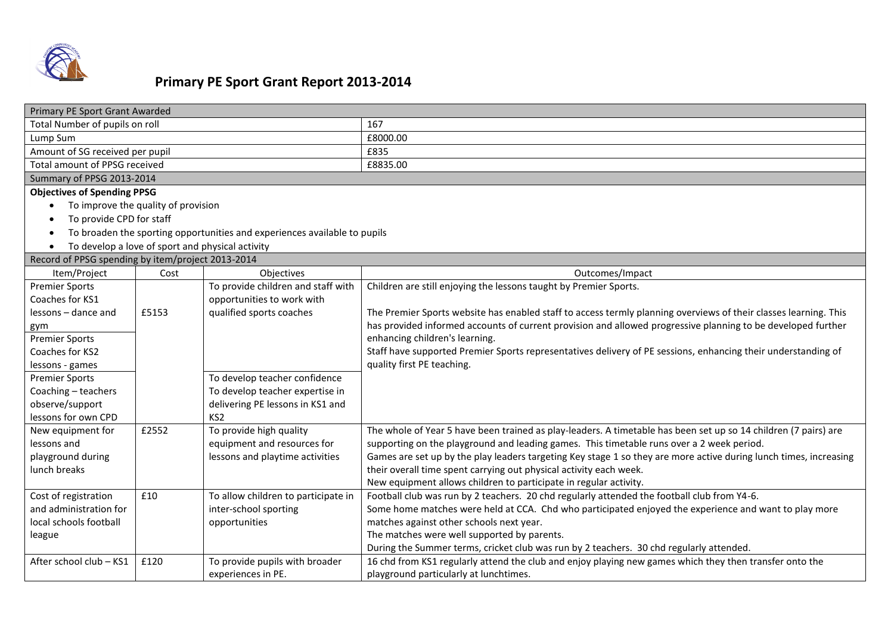# Primary PE Sport Grant Report 2013-2014

| Primary PE Sport Grant Awarded | |
|---|---|
| Total Number of pupils on roll | 167 |
| Lump Sum | £8000.00 |
| Amount of SG received per pupil | £835 |
| Total amount of PPSG received | £8835.00 |

**Summary of PPSG 2013-2014**

**Objectives of Spending PPSG**

- To improve the quality of provision
- To provide CPD for staff
- To broaden the sporting opportunities and experiences available to pupils
- To develop a love of sport and physical activity

**Record of PPSG spending by item/project 2013-2014**

| Item/Project | Cost | Objectives | Outcomes/Impact |
|---|---|---|---|
| Premier Sports Coaches for KS1 lessons – dance and gym<br>Premier Sports Coaches for KS2 lessons - games | £5153 | To provide children and staff with opportunities to work with qualified sports coaches | Children are still enjoying the lessons taught by Premier Sports.<br><br>The Premier Sports website has enabled staff to access termly planning overviews of their classes learning. This has provided informed accounts of current provision and allowed progressive planning to be developed further enhancing children's learning.<br>Staff have supported Premier Sports representatives delivery of PE sessions, enhancing their understanding of quality first PE teaching. |
| Premier Sports Coaching – teachers observe/support lessons for own CPD | | To develop teacher confidence<br>To develop teacher expertise in delivering PE lessons in KS1 and KS2 | |
| New equipment for lessons and playground during lunch breaks | £2552 | To provide high quality equipment and resources for lessons and playtime activities | The whole of Year 5 have been trained as play-leaders. A timetable has been set up so 14 children (7 pairs) are supporting on the playground and leading games. This timetable runs over a 2 week period.<br>Games are set up by the play leaders targeting Key stage 1 so they are more active during lunch times, increasing their overall time spent carrying out physical activity each week.<br>New equipment allows children to participate in regular activity. |
| Cost of registration and administration for local schools football league | £10 | To allow children to participate in inter-school sporting opportunities | Football club was run by 2 teachers. 20 chd regularly attended the football club from Y4-6.<br>Some home matches were held at CCA. Chd who participated enjoyed the experience and want to play more matches against other schools next year.<br>The matches were well supported by parents.<br>During the Summer terms, cricket club was run by 2 teachers. 30 chd regularly attended. |
| After school club – KS1 | £120 | To provide pupils with broader experiences in PE. | 16 chd from KS1 regularly attend the club and enjoy playing new games which they then transfer onto the playground particularly at lunchtimes. |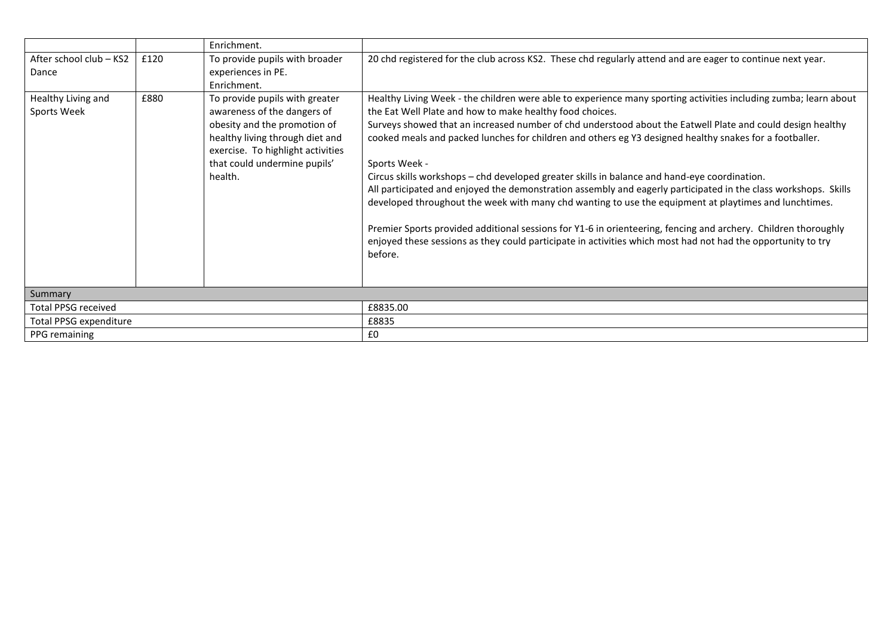| | | | |
|---|---|---|---|
| | | Enrichment. | |
| After school club – KS2 Dance | £120 | To provide pupils with broader experiences in PE. Enrichment. | 20 chd registered for the club across KS2. These chd regularly attend and are eager to continue next year. |
| Healthy Living and Sports Week | £880 | To provide pupils with greater awareness of the dangers of obesity and the promotion of healthy living through diet and exercise. To highlight activities that could undermine pupils' health. | Healthy Living Week - the children were able to experience many sporting activities including zumba; learn about the Eat Well Plate and how to make healthy food choices.<br>Surveys showed that an increased number of chd understood about the Eatwell Plate and could design healthy cooked meals and packed lunches for children and others eg Y3 designed healthy snakes for a footballer.<br><br>Sports Week -<br>Circus skills workshops – chd developed greater skills in balance and hand-eye coordination.<br>All participated and enjoyed the demonstration assembly and eagerly participated in the class workshops. Skills developed throughout the week with many chd wanting to use the equipment at playtimes and lunchtimes.<br><br>Premier Sports provided additional sessions for Y1-6 in orienteering, fencing and archery. Children thoroughly enjoyed these sessions as they could participate in activities which most had not had the opportunity to try before. |
| Summary | | | |
| Total PPSG received | | | £8835.00 |
| Total PPSG expenditure | | | £8835 |
| PPG remaining | | | £0 |